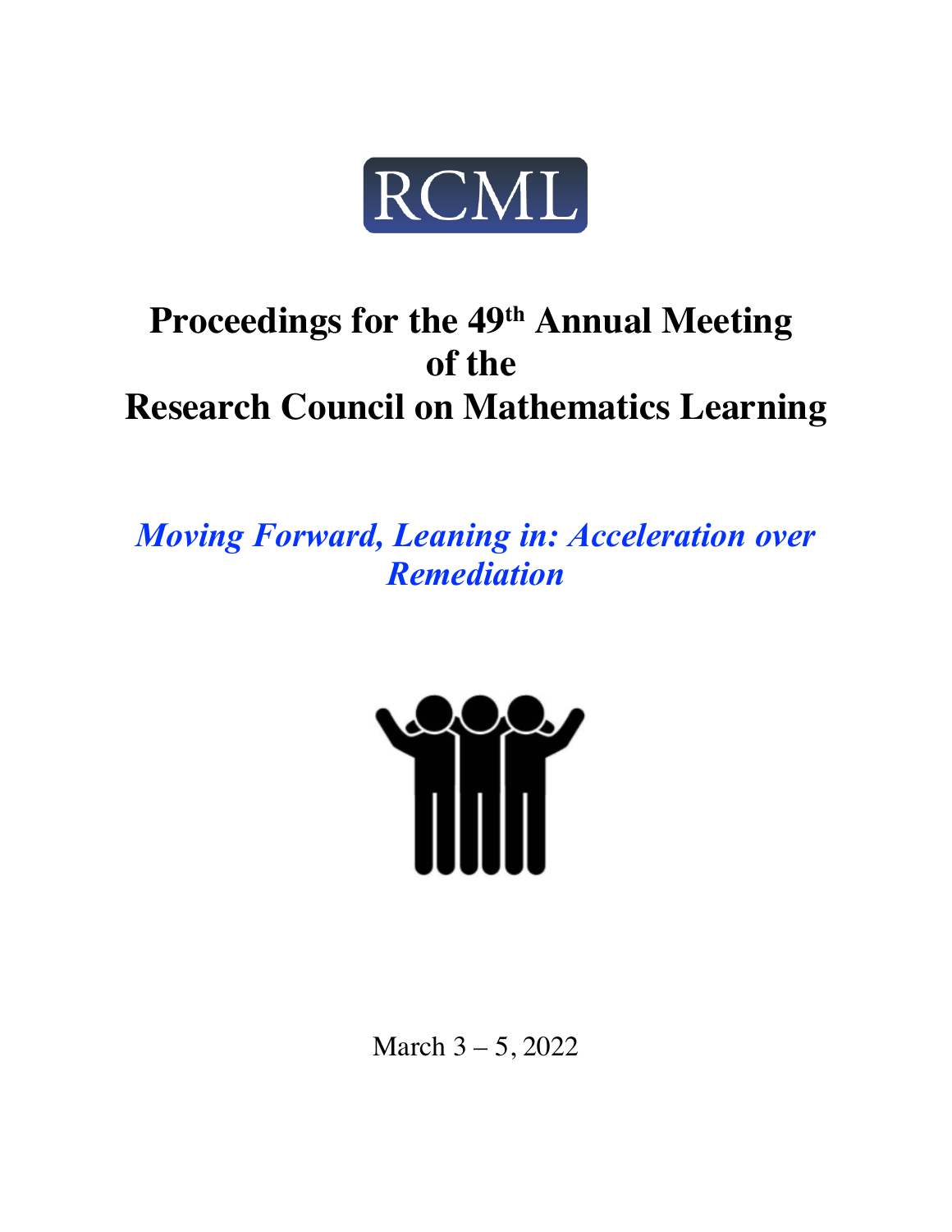RCML

# Proceedings for the 49th Annual Meeting of the Research Council on Mathematics Learning

***Moving Forward, Leaning in: Acceleration over Remediation***

March 3 – 5, 2022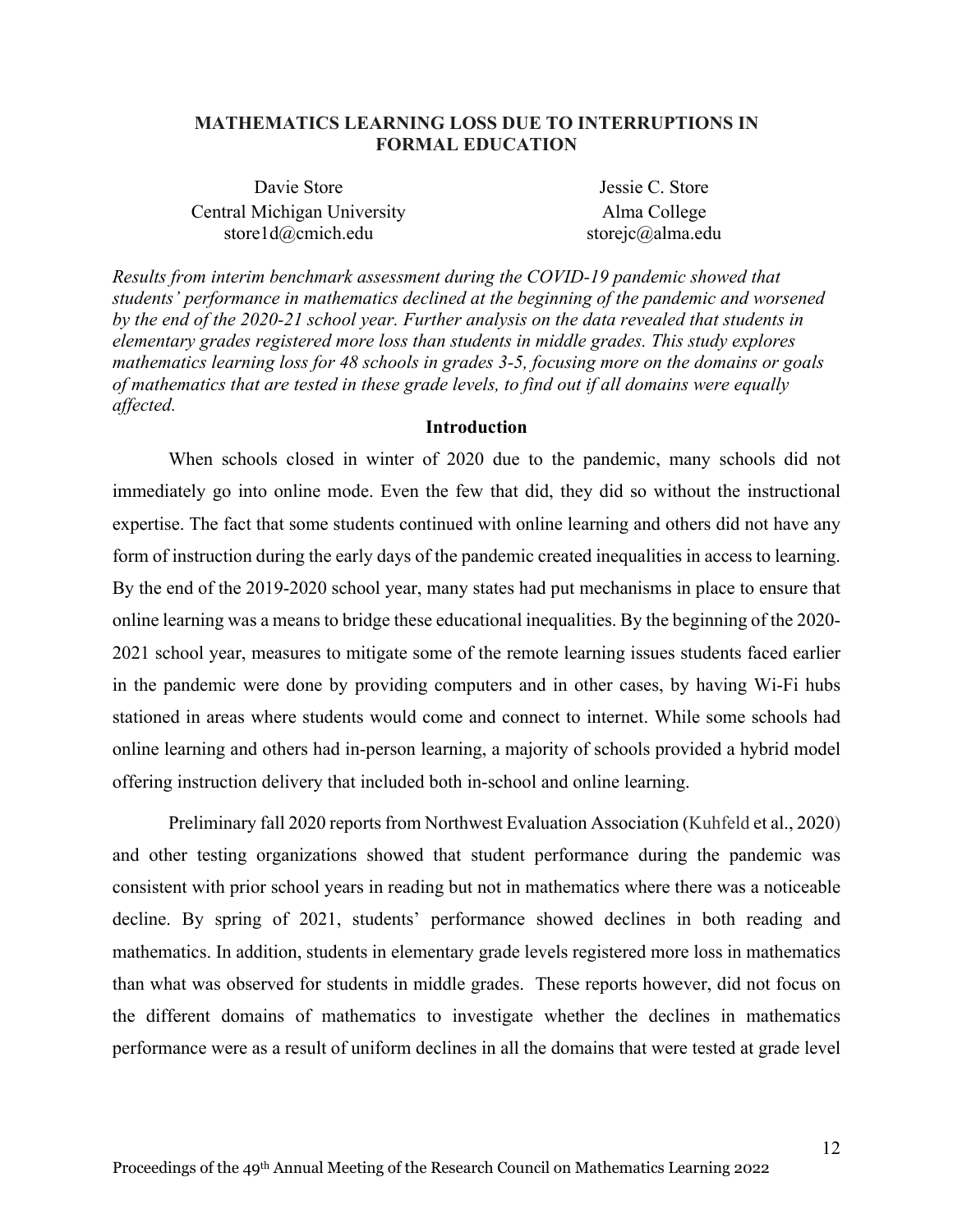# MATHEMATICS LEARNING LOSS DUE TO INTERRUPTIONS IN FORMAL EDUCATION

Davie Store  
Central Michigan University  
store1d@cmich.edu

Jessie C. Store  
Alma College  
storejc@alma.edu

*Results from interim benchmark assessment during the COVID-19 pandemic showed that students' performance in mathematics declined at the beginning of the pandemic and worsened by the end of the 2020-21 school year. Further analysis on the data revealed that students in elementary grades registered more loss than students in middle grades. This study explores mathematics learning loss for 48 schools in grades 3-5, focusing more on the domains or goals of mathematics that are tested in these grade levels, to find out if all domains were equally affected.*

## Introduction

When schools closed in winter of 2020 due to the pandemic, many schools did not immediately go into online mode. Even the few that did, they did so without the instructional expertise. The fact that some students continued with online learning and others did not have any form of instruction during the early days of the pandemic created inequalities in access to learning. By the end of the 2019-2020 school year, many states had put mechanisms in place to ensure that online learning was a means to bridge these educational inequalities. By the beginning of the 2020-2021 school year, measures to mitigate some of the remote learning issues students faced earlier in the pandemic were done by providing computers and in other cases, by having Wi-Fi hubs stationed in areas where students would come and connect to internet. While some schools had online learning and others had in-person learning, a majority of schools provided a hybrid model offering instruction delivery that included both in-school and online learning.

Preliminary fall 2020 reports from Northwest Evaluation Association (Kuhfeld et al., 2020) and other testing organizations showed that student performance during the pandemic was consistent with prior school years in reading but not in mathematics where there was a noticeable decline. By spring of 2021, students' performance showed declines in both reading and mathematics. In addition, students in elementary grade levels registered more loss in mathematics than what was observed for students in middle grades. These reports however, did not focus on the different domains of mathematics to investigate whether the declines in mathematics performance were as a result of uniform declines in all the domains that were tested at grade level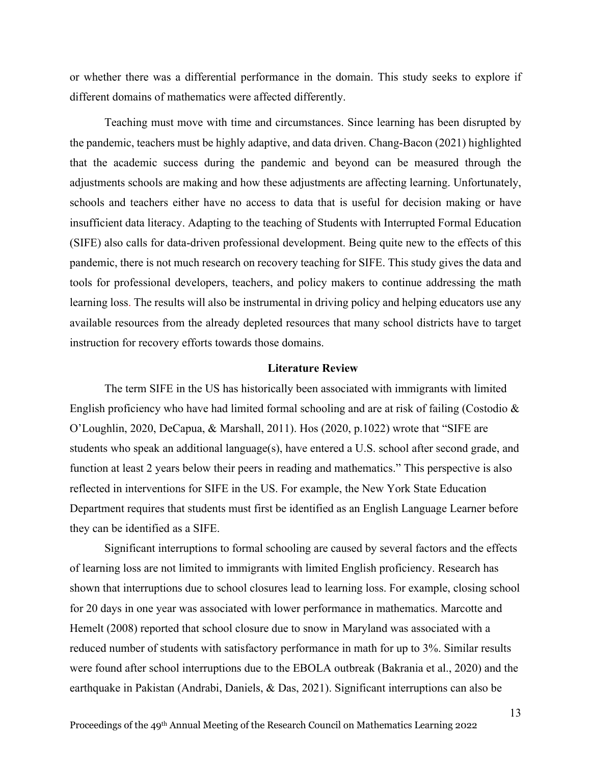or whether there was a differential performance in the domain. This study seeks to explore if different domains of mathematics were affected differently.

Teaching must move with time and circumstances. Since learning has been disrupted by the pandemic, teachers must be highly adaptive, and data driven. Chang-Bacon (2021) highlighted that the academic success during the pandemic and beyond can be measured through the adjustments schools are making and how these adjustments are affecting learning. Unfortunately, schools and teachers either have no access to data that is useful for decision making or have insufficient data literacy. Adapting to the teaching of Students with Interrupted Formal Education (SIFE) also calls for data-driven professional development. Being quite new to the effects of this pandemic, there is not much research on recovery teaching for SIFE. This study gives the data and tools for professional developers, teachers, and policy makers to continue addressing the math learning loss. The results will also be instrumental in driving policy and helping educators use any available resources from the already depleted resources that many school districts have to target instruction for recovery efforts towards those domains.

## Literature Review

The term SIFE in the US has historically been associated with immigrants with limited English proficiency who have had limited formal schooling and are at risk of failing (Costodio & O'Loughlin, 2020, DeCapua, & Marshall, 2011). Hos (2020, p.1022) wrote that "SIFE are students who speak an additional language(s), have entered a U.S. school after second grade, and function at least 2 years below their peers in reading and mathematics." This perspective is also reflected in interventions for SIFE in the US. For example, the New York State Education Department requires that students must first be identified as an English Language Learner before they can be identified as a SIFE.

Significant interruptions to formal schooling are caused by several factors and the effects of learning loss are not limited to immigrants with limited English proficiency. Research has shown that interruptions due to school closures lead to learning loss. For example, closing school for 20 days in one year was associated with lower performance in mathematics. Marcotte and Hemelt (2008) reported that school closure due to snow in Maryland was associated with a reduced number of students with satisfactory performance in math for up to 3%. Similar results were found after school interruptions due to the EBOLA outbreak (Bakrania et al., 2020) and the earthquake in Pakistan (Andrabi, Daniels, & Das, 2021). Significant interruptions can also be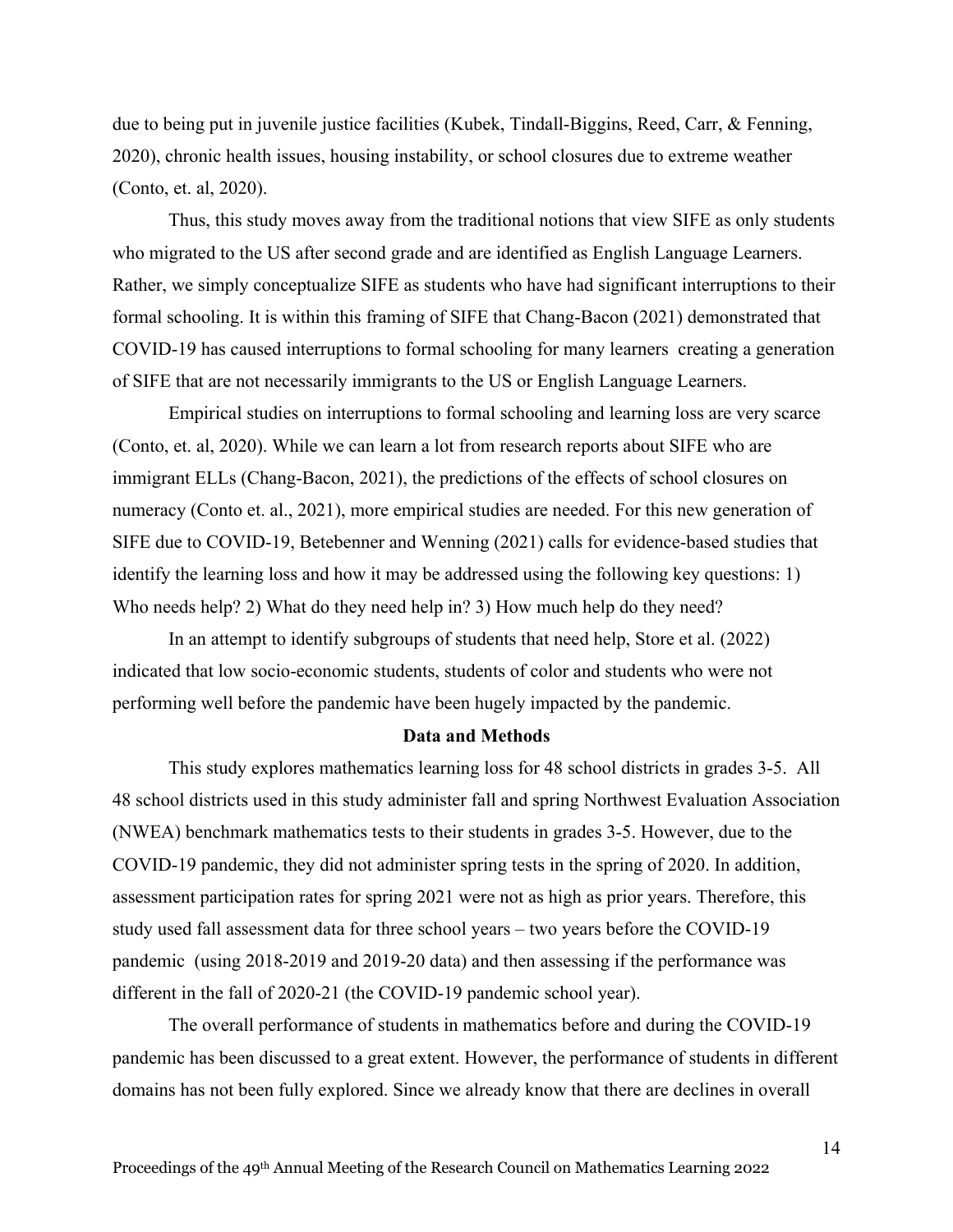due to being put in juvenile justice facilities (Kubek, Tindall-Biggins, Reed, Carr, & Fenning, 2020), chronic health issues, housing instability, or school closures due to extreme weather (Conto, et. al, 2020).

Thus, this study moves away from the traditional notions that view SIFE as only students who migrated to the US after second grade and are identified as English Language Learners. Rather, we simply conceptualize SIFE as students who have had significant interruptions to their formal schooling. It is within this framing of SIFE that Chang-Bacon (2021) demonstrated that COVID-19 has caused interruptions to formal schooling for many learners creating a generation of SIFE that are not necessarily immigrants to the US or English Language Learners.

Empirical studies on interruptions to formal schooling and learning loss are very scarce (Conto, et. al, 2020). While we can learn a lot from research reports about SIFE who are immigrant ELLs (Chang-Bacon, 2021), the predictions of the effects of school closures on numeracy (Conto et. al., 2021), more empirical studies are needed. For this new generation of SIFE due to COVID-19, Betebenner and Wenning (2021) calls for evidence-based studies that identify the learning loss and how it may be addressed using the following key questions: 1) Who needs help? 2) What do they need help in? 3) How much help do they need?

In an attempt to identify subgroups of students that need help, Store et al. (2022) indicated that low socio-economic students, students of color and students who were not performing well before the pandemic have been hugely impacted by the pandemic.

## Data and Methods

This study explores mathematics learning loss for 48 school districts in grades 3-5. All 48 school districts used in this study administer fall and spring Northwest Evaluation Association (NWEA) benchmark mathematics tests to their students in grades 3-5. However, due to the COVID-19 pandemic, they did not administer spring tests in the spring of 2020. In addition, assessment participation rates for spring 2021 were not as high as prior years. Therefore, this study used fall assessment data for three school years – two years before the COVID-19 pandemic (using 2018-2019 and 2019-20 data) and then assessing if the performance was different in the fall of 2020-21 (the COVID-19 pandemic school year).

The overall performance of students in mathematics before and during the COVID-19 pandemic has been discussed to a great extent. However, the performance of students in different domains has not been fully explored. Since we already know that there are declines in overall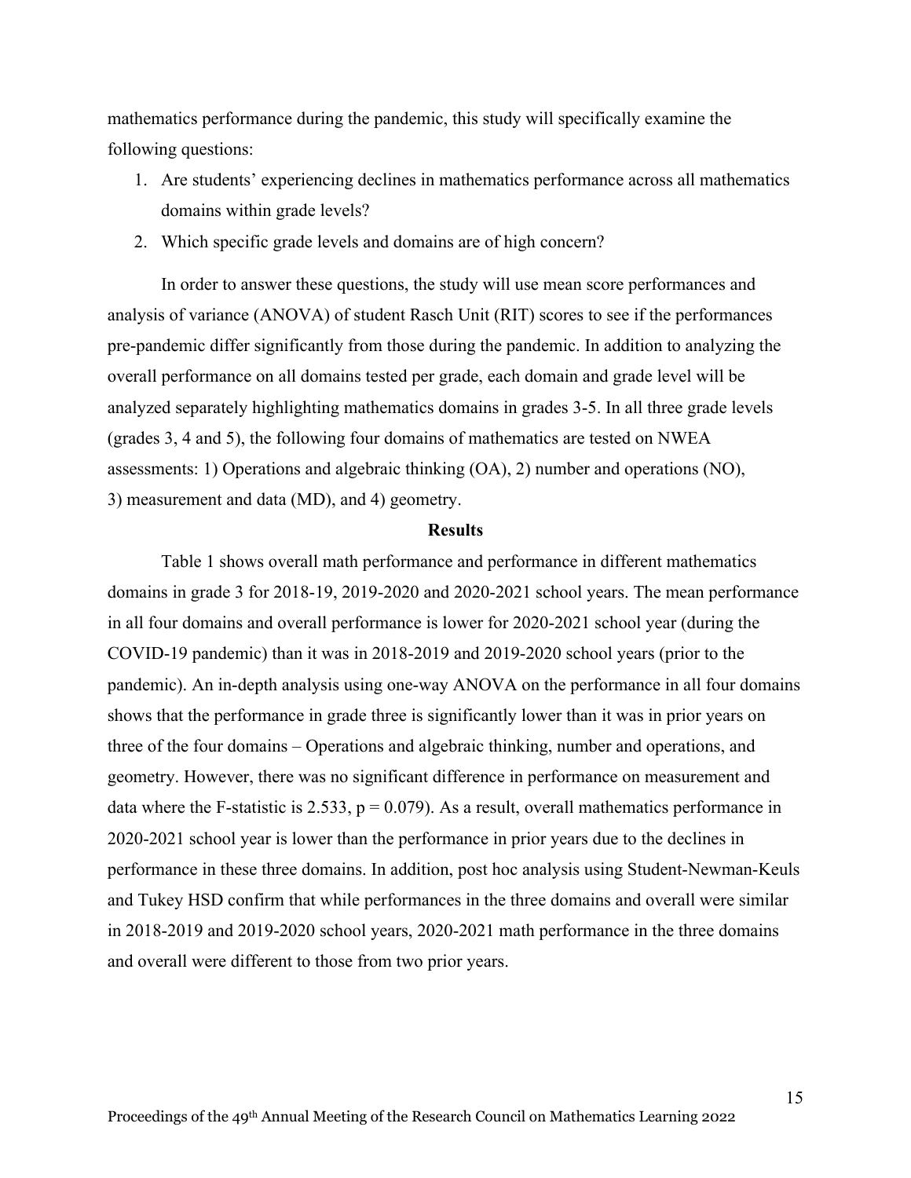mathematics performance during the pandemic, this study will specifically examine the following questions:

1. Are students' experiencing declines in mathematics performance across all mathematics domains within grade levels?
2. Which specific grade levels and domains are of high concern?

In order to answer these questions, the study will use mean score performances and analysis of variance (ANOVA) of student Rasch Unit (RIT) scores to see if the performances pre-pandemic differ significantly from those during the pandemic. In addition to analyzing the overall performance on all domains tested per grade, each domain and grade level will be analyzed separately highlighting mathematics domains in grades 3-5. In all three grade levels (grades 3, 4 and 5), the following four domains of mathematics are tested on NWEA assessments: 1) Operations and algebraic thinking (OA), 2) number and operations (NO), 3) measurement and data (MD), and 4) geometry.

## Results

Table 1 shows overall math performance and performance in different mathematics domains in grade 3 for 2018-19, 2019-2020 and 2020-2021 school years. The mean performance in all four domains and overall performance is lower for 2020-2021 school year (during the COVID-19 pandemic) than it was in 2018-2019 and 2019-2020 school years (prior to the pandemic). An in-depth analysis using one-way ANOVA on the performance in all four domains shows that the performance in grade three is significantly lower than it was in prior years on three of the four domains – Operations and algebraic thinking, number and operations, and geometry. However, there was no significant difference in performance on measurement and data where the F-statistic is 2.533, $p = 0.079$). As a result, overall mathematics performance in 2020-2021 school year is lower than the performance in prior years due to the declines in performance in these three domains. In addition, post hoc analysis using Student-Newman-Keuls and Tukey HSD confirm that while performances in the three domains and overall were similar in 2018-2019 and 2019-2020 school years, 2020-2021 math performance in the three domains and overall were different to those from two prior years.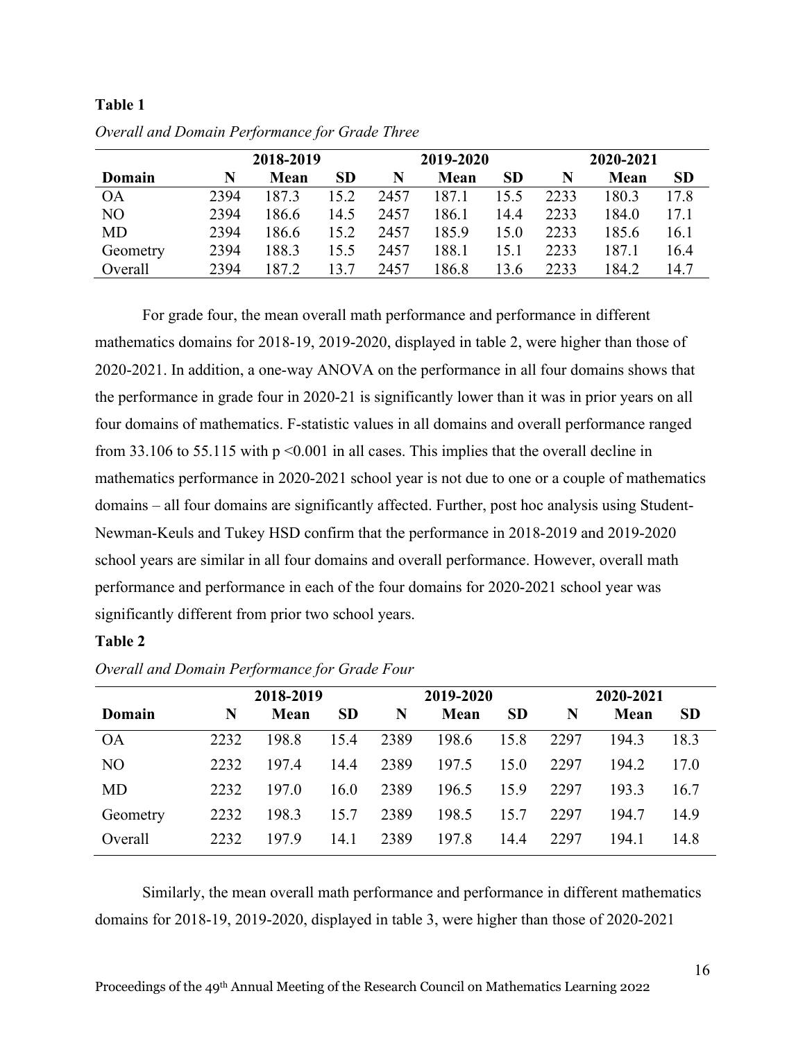**Table 1**

*Overall and Domain Performance for Grade Three*

| | 2018-2019 | | | 2019-2020 | | | 2020-2021 | | |
|---|---|---|---|---|---|---|---|---|---|
| **Domain** | **N** | **Mean** | **SD** | **N** | **Mean** | **SD** | **N** | **Mean** | **SD** |
| OA | 2394 | 187.3 | 15.2 | 2457 | 187.1 | 15.5 | 2233 | 180.3 | 17.8 |
| NO | 2394 | 186.6 | 14.5 | 2457 | 186.1 | 14.4 | 2233 | 184.0 | 17.1 |
| MD | 2394 | 186.6 | 15.2 | 2457 | 185.9 | 15.0 | 2233 | 185.6 | 16.1 |
| Geometry | 2394 | 188.3 | 15.5 | 2457 | 188.1 | 15.1 | 2233 | 187.1 | 16.4 |
| Overall | 2394 | 187.2 | 13.7 | 2457 | 186.8 | 13.6 | 2233 | 184.2 | 14.7 |

For grade four, the mean overall math performance and performance in different mathematics domains for 2018-19, 2019-2020, displayed in table 2, were higher than those of 2020-2021. In addition, a one-way ANOVA on the performance in all four domains shows that the performance in grade four in 2020-21 is significantly lower than it was in prior years on all four domains of mathematics. F-statistic values in all domains and overall performance ranged from 33.106 to 55.115 with $p < 0.001$ in all cases. This implies that the overall decline in mathematics performance in 2020-2021 school year is not due to one or a couple of mathematics domains – all four domains are significantly affected. Further, post hoc analysis using Student-Newman-Keuls and Tukey HSD confirm that the performance in 2018-2019 and 2019-2020 school years are similar in all four domains and overall performance. However, overall math performance and performance in each of the four domains for 2020-2021 school year was significantly different from prior two school years.

**Table 2**

*Overall and Domain Performance for Grade Four*

| | 2018-2019 | | | 2019-2020 | | | 2020-2021 | | |
|---|---|---|---|---|---|---|---|---|---|
| **Domain** | **N** | **Mean** | **SD** | **N** | **Mean** | **SD** | **N** | **Mean** | **SD** |
| OA | 2232 | 198.8 | 15.4 | 2389 | 198.6 | 15.8 | 2297 | 194.3 | 18.3 |
| NO | 2232 | 197.4 | 14.4 | 2389 | 197.5 | 15.0 | 2297 | 194.2 | 17.0 |
| MD | 2232 | 197.0 | 16.0 | 2389 | 196.5 | 15.9 | 2297 | 193.3 | 16.7 |
| Geometry | 2232 | 198.3 | 15.7 | 2389 | 198.5 | 15.7 | 2297 | 194.7 | 14.9 |
| Overall | 2232 | 197.9 | 14.1 | 2389 | 197.8 | 14.4 | 2297 | 194.1 | 14.8 |

Similarly, the mean overall math performance and performance in different mathematics domains for 2018-19, 2019-2020, displayed in table 3, were higher than those of 2020-2021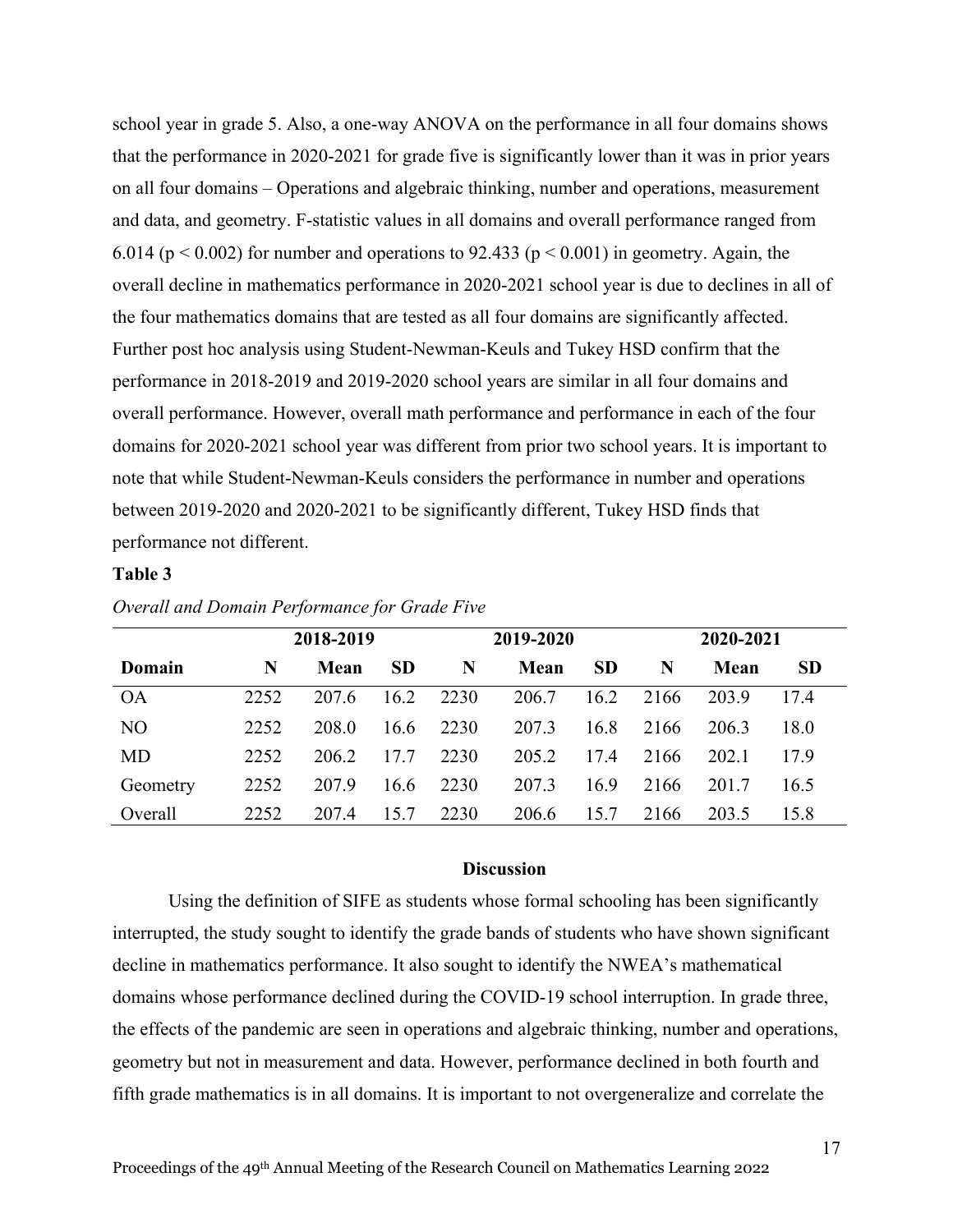school year in grade 5. Also, a one-way ANOVA on the performance in all four domains shows that the performance in 2020-2021 for grade five is significantly lower than it was in prior years on all four domains – Operations and algebraic thinking, number and operations, measurement and data, and geometry. F-statistic values in all domains and overall performance ranged from 6.014 ($p < 0.002$) for number and operations to 92.433 ($p < 0.001$) in geometry. Again, the overall decline in mathematics performance in 2020-2021 school year is due to declines in all of the four mathematics domains that are tested as all four domains are significantly affected. Further post hoc analysis using Student-Newman-Keuls and Tukey HSD confirm that the performance in 2018-2019 and 2019-2020 school years are similar in all four domains and overall performance. However, overall math performance and performance in each of the four domains for 2020-2021 school year was different from prior two school years. It is important to note that while Student-Newman-Keuls considers the performance in number and operations between 2019-2020 and 2020-2021 to be significantly different, Tukey HSD finds that performance not different.

**Table 3**

*Overall and Domain Performance for Grade Five*

| | 2018-2019 | | | 2019-2020 | | | 2020-2021 | | |
|---|---|---|---|---|---|---|---|---|---|
| **Domain** | **N** | **Mean** | **SD** | **N** | **Mean** | **SD** | **N** | **Mean** | **SD** |
| OA | 2252 | 207.6 | 16.2 | 2230 | 206.7 | 16.2 | 2166 | 203.9 | 17.4 |
| NO | 2252 | 208.0 | 16.6 | 2230 | 207.3 | 16.8 | 2166 | 206.3 | 18.0 |
| MD | 2252 | 206.2 | 17.7 | 2230 | 205.2 | 17.4 | 2166 | 202.1 | 17.9 |
| Geometry | 2252 | 207.9 | 16.6 | 2230 | 207.3 | 16.9 | 2166 | 201.7 | 16.5 |
| Overall | 2252 | 207.4 | 15.7 | 2230 | 206.6 | 15.7 | 2166 | 203.5 | 15.8 |

## Discussion

Using the definition of SIFE as students whose formal schooling has been significantly interrupted, the study sought to identify the grade bands of students who have shown significant decline in mathematics performance. It also sought to identify the NWEA's mathematical domains whose performance declined during the COVID-19 school interruption. In grade three, the effects of the pandemic are seen in operations and algebraic thinking, number and operations, geometry but not in measurement and data. However, performance declined in both fourth and fifth grade mathematics is in all domains. It is important to not overgeneralize and correlate the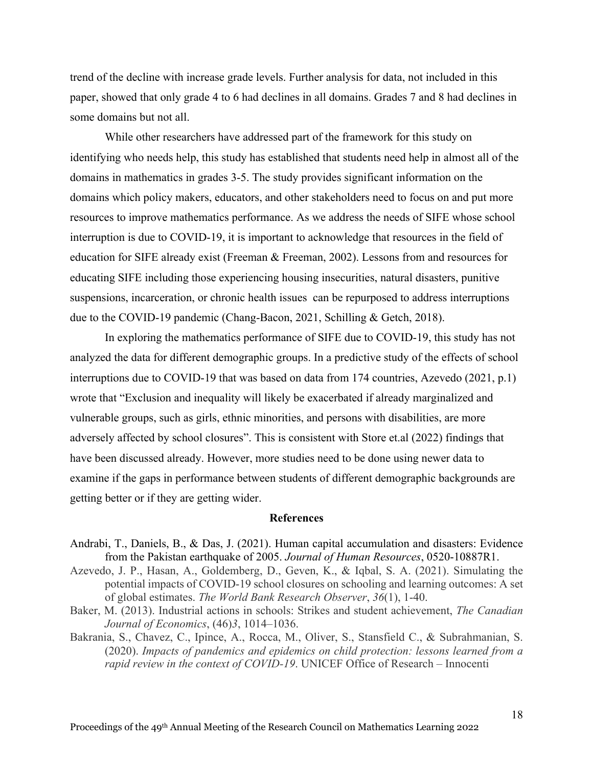trend of the decline with increase grade levels. Further analysis for data, not included in this paper, showed that only grade 4 to 6 had declines in all domains. Grades 7 and 8 had declines in some domains but not all.

While other researchers have addressed part of the framework for this study on identifying who needs help, this study has established that students need help in almost all of the domains in mathematics in grades 3-5. The study provides significant information on the domains which policy makers, educators, and other stakeholders need to focus on and put more resources to improve mathematics performance. As we address the needs of SIFE whose school interruption is due to COVID-19, it is important to acknowledge that resources in the field of education for SIFE already exist (Freeman & Freeman, 2002). Lessons from and resources for educating SIFE including those experiencing housing insecurities, natural disasters, punitive suspensions, incarceration, or chronic health issues can be repurposed to address interruptions due to the COVID-19 pandemic (Chang-Bacon, 2021, Schilling & Getch, 2018).

In exploring the mathematics performance of SIFE due to COVID-19, this study has not analyzed the data for different demographic groups. In a predictive study of the effects of school interruptions due to COVID-19 that was based on data from 174 countries, Azevedo (2021, p.1) wrote that "Exclusion and inequality will likely be exacerbated if already marginalized and vulnerable groups, such as girls, ethnic minorities, and persons with disabilities, are more adversely affected by school closures". This is consistent with Store et.al (2022) findings that have been discussed already. However, more studies need to be done using newer data to examine if the gaps in performance between students of different demographic backgrounds are getting better or if they are getting wider.

## References

Andrabi, T., Daniels, B., & Das, J. (2021). Human capital accumulation and disasters: Evidence from the Pakistan earthquake of 2005. *Journal of Human Resources*, 0520-10887R1.

Azevedo, J. P., Hasan, A., Goldemberg, D., Geven, K., & Iqbal, S. A. (2021). Simulating the potential impacts of COVID-19 school closures on schooling and learning outcomes: A set of global estimates. *The World Bank Research Observer*, *36*(1), 1-40.

Baker, M. (2013). Industrial actions in schools: Strikes and student achievement, *The Canadian Journal of Economics*, (46)*3*, 1014–1036.

Bakrania, S., Chavez, C., Ipince, A., Rocca, M., Oliver, S., Stansfield C., & Subrahmanian, S. (2020). *Impacts of pandemics and epidemics on child protection: lessons learned from a rapid review in the context of COVID-19*. UNICEF Office of Research – Innocenti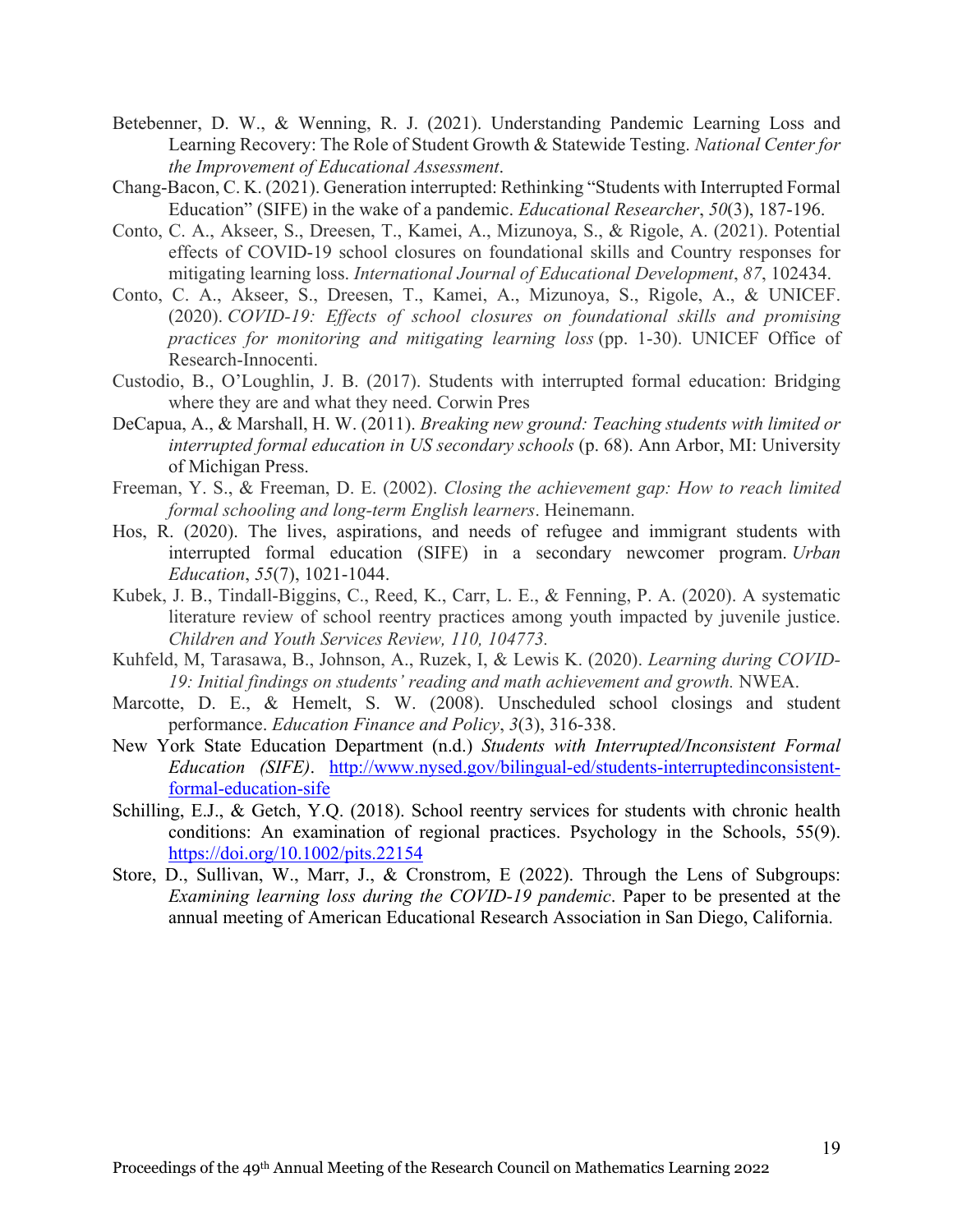Betebenner, D. W., & Wenning, R. J. (2021). Understanding Pandemic Learning Loss and Learning Recovery: The Role of Student Growth & Statewide Testing. *National Center for the Improvement of Educational Assessment*.

Chang-Bacon, C. K. (2021). Generation interrupted: Rethinking "Students with Interrupted Formal Education" (SIFE) in the wake of a pandemic. *Educational Researcher*, *50*(3), 187-196.

Conto, C. A., Akseer, S., Dreesen, T., Kamei, A., Mizunoya, S., & Rigole, A. (2021). Potential effects of COVID-19 school closures on foundational skills and Country responses for mitigating learning loss. *International Journal of Educational Development*, *87*, 102434.

Conto, C. A., Akseer, S., Dreesen, T., Kamei, A., Mizunoya, S., Rigole, A., & UNICEF. (2020). *COVID-19: Effects of school closures on foundational skills and promising practices for monitoring and mitigating learning loss* (pp. 1-30). UNICEF Office of Research-Innocenti.

Custodio, B., O'Loughlin, J. B. (2017). Students with interrupted formal education: Bridging where they are and what they need. Corwin Pres

DeCapua, A., & Marshall, H. W. (2011). *Breaking new ground: Teaching students with limited or interrupted formal education in US secondary schools* (p. 68). Ann Arbor, MI: University of Michigan Press.

Freeman, Y. S., & Freeman, D. E. (2002). *Closing the achievement gap: How to reach limited formal schooling and long-term English learners*. Heinemann.

Hos, R. (2020). The lives, aspirations, and needs of refugee and immigrant students with interrupted formal education (SIFE) in a secondary newcomer program. *Urban Education*, *55*(7), 1021-1044.

Kubek, J. B., Tindall-Biggins, C., Reed, K., Carr, L. E., & Fenning, P. A. (2020). A systematic literature review of school reentry practices among youth impacted by juvenile justice. *Children and Youth Services Review, 110, 104773.*

Kuhfeld, M, Tarasawa, B., Johnson, A., Ruzek, I, & Lewis K. (2020). *Learning during COVID-19: Initial findings on students' reading and math achievement and growth.* NWEA.

Marcotte, D. E., & Hemelt, S. W. (2008). Unscheduled school closings and student performance. *Education Finance and Policy*, *3*(3), 316-338.

New York State Education Department (n.d.) *Students with Interrupted/Inconsistent Formal Education (SIFE)*. http://www.nysed.gov/bilingual-ed/students-interruptedinconsistent-formal-education-sife

Schilling, E.J., & Getch, Y.Q. (2018). School reentry services for students with chronic health conditions: An examination of regional practices. Psychology in the Schools, 55(9). https://doi.org/10.1002/pits.22154

Store, D., Sullivan, W., Marr, J., & Cronstrom, E (2022). Through the Lens of Subgroups: *Examining learning loss during the COVID-19 pandemic*. Paper to be presented at the annual meeting of American Educational Research Association in San Diego, California.